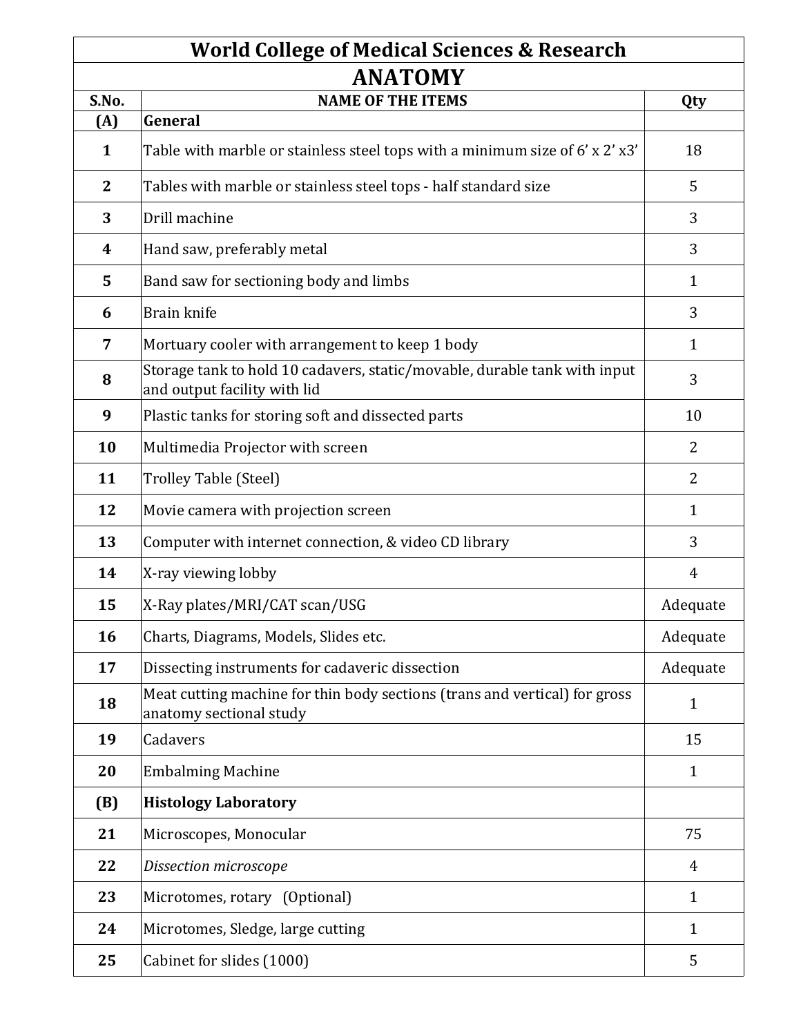# World College of Medical Sciences & Research

## ANATOMY

| S.No. | NAME OF THE ITEMS | Qty |
|---|---|---|
| **(A)** | **General** | |
| 1 | Table with marble or stainless steel tops with a minimum size of 6' x 2' x3' | 18 |
| 2 | Tables with marble or stainless steel tops - half standard size | 5 |
| 3 | Drill machine | 3 |
| 4 | Hand saw, preferably metal | 3 |
| 5 | Band saw for sectioning body and limbs | 1 |
| 6 | Brain knife | 3 |
| 7 | Mortuary cooler with arrangement to keep 1 body | 1 |
| 8 | Storage tank to hold 10 cadavers, static/movable, durable tank with input and output facility with lid | 3 |
| 9 | Plastic tanks for storing soft and dissected parts | 10 |
| 10 | Multimedia Projector with screen | 2 |
| 11 | Trolley Table (Steel) | 2 |
| 12 | Movie camera with projection screen | 1 |
| 13 | Computer with internet connection, & video CD library | 3 |
| 14 | X-ray viewing lobby | 4 |
| 15 | X-Ray plates/MRI/CAT scan/USG | Adequate |
| 16 | Charts, Diagrams, Models, Slides etc. | Adequate |
| 17 | Dissecting instruments for cadaveric dissection | Adequate |
| 18 | Meat cutting machine for thin body sections (trans and vertical) for gross anatomy sectional study | 1 |
| 19 | Cadavers | 15 |
| 20 | Embalming Machine | 1 |
| **(B)** | **Histology Laboratory** | |
| 21 | Microscopes, Monocular | 75 |
| 22 | *Dissection microscope* | 4 |
| 23 | Microtomes, rotary (Optional) | 1 |
| 24 | Microtomes, Sledge, large cutting | 1 |
| 25 | Cabinet for slides (1000) | 5 |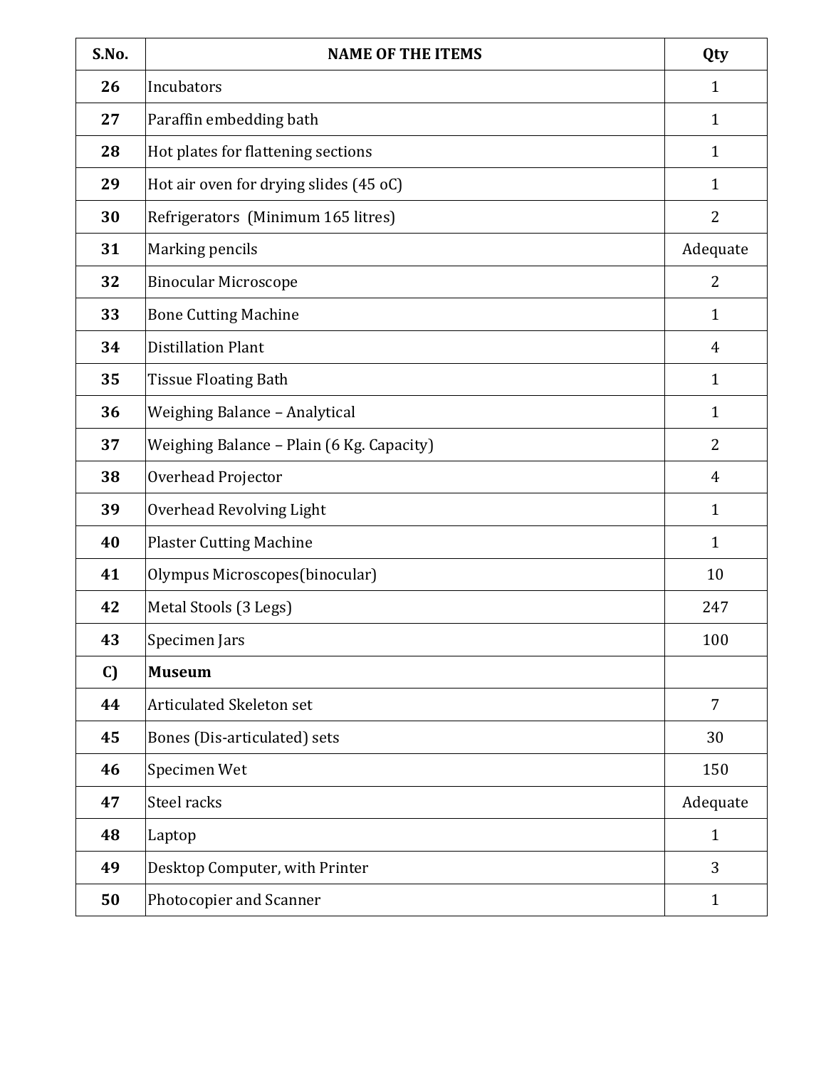| S.No. | NAME OF THE ITEMS | Qty |
|---|---|---|
| **26** | Incubators | 1 |
| **27** | Paraffin embedding bath | 1 |
| **28** | Hot plates for flattening sections | 1 |
| **29** | Hot air oven for drying slides (45 oC) | 1 |
| **30** | Refrigerators (Minimum 165 litres) | 2 |
| **31** | Marking pencils | Adequate |
| **32** | Binocular Microscope | 2 |
| **33** | Bone Cutting Machine | 1 |
| **34** | Distillation Plant | 4 |
| **35** | Tissue Floating Bath | 1 |
| **36** | Weighing Balance – Analytical | 1 |
| **37** | Weighing Balance – Plain (6 Kg. Capacity) | 2 |
| **38** | Overhead Projector | 4 |
| **39** | Overhead Revolving Light | 1 |
| **40** | Plaster Cutting Machine | 1 |
| **41** | Olympus Microscopes(binocular) | 10 |
| **42** | Metal Stools (3 Legs) | 247 |
| **43** | Specimen Jars | 100 |
| **C)** | **Museum** | |
| **44** | Articulated Skeleton set | 7 |
| **45** | Bones (Dis-articulated) sets | 30 |
| **46** | Specimen Wet | 150 |
| **47** | Steel racks | Adequate |
| **48** | Laptop | 1 |
| **49** | Desktop Computer, with Printer | 3 |
| **50** | Photocopier and Scanner | 1 |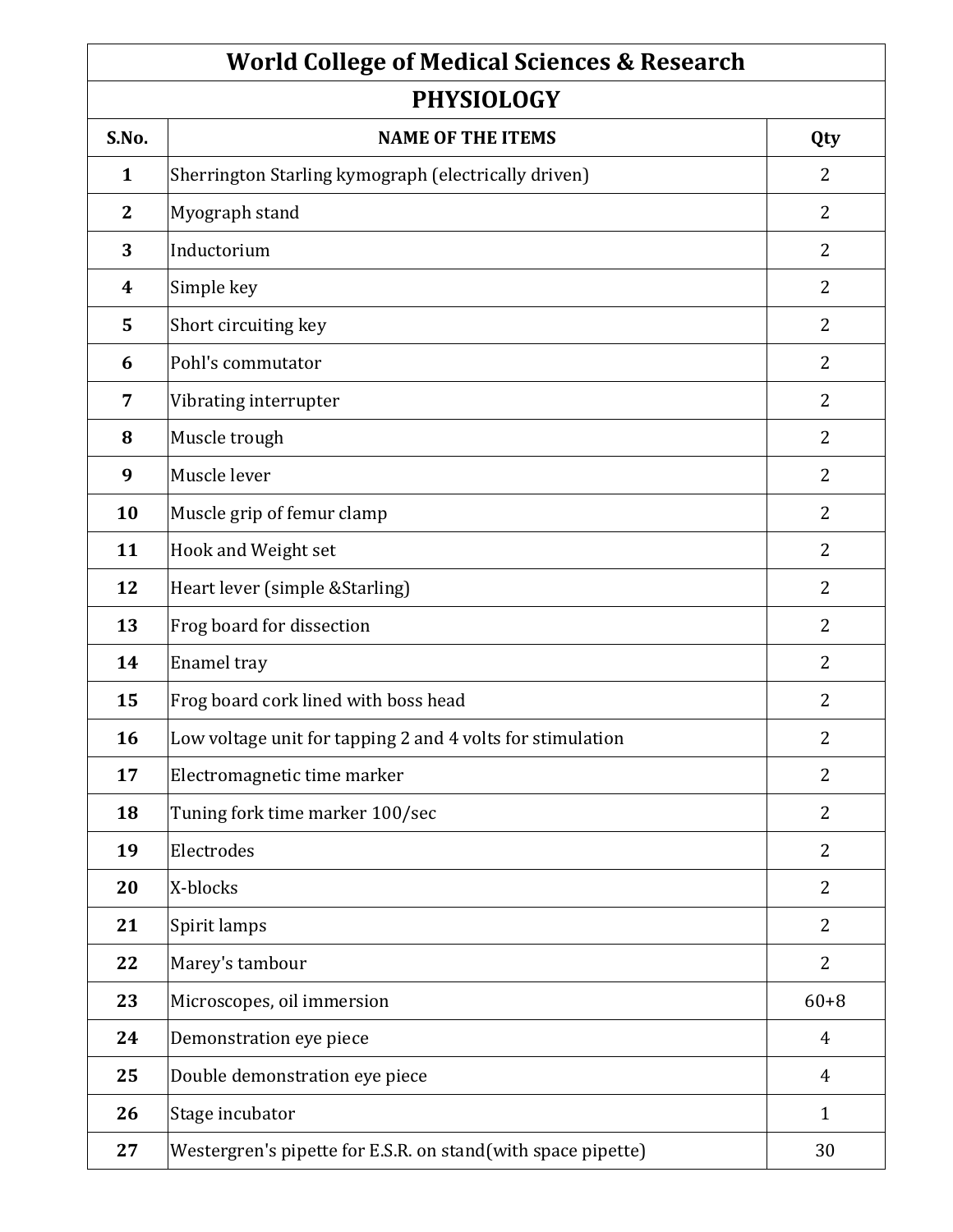# World College of Medical Sciences & Research

## PHYSIOLOGY

| S.No. | NAME OF THE ITEMS | Qty |
|---|---|---|
| **1** | Sherrington Starling kymograph (electrically driven) | 2 |
| **2** | Myograph stand | 2 |
| **3** | Inductorium | 2 |
| **4** | Simple key | 2 |
| **5** | Short circuiting key | 2 |
| **6** | Pohl's commutator | 2 |
| **7** | Vibrating interrupter | 2 |
| **8** | Muscle trough | 2 |
| **9** | Muscle lever | 2 |
| **10** | Muscle grip of femur clamp | 2 |
| **11** | Hook and Weight set | 2 |
| **12** | Heart lever (simple &Starling) | 2 |
| **13** | Frog board for dissection | 2 |
| **14** | Enamel tray | 2 |
| **15** | Frog board cork lined with boss head | 2 |
| **16** | Low voltage unit for tapping 2 and 4 volts for stimulation | 2 |
| **17** | Electromagnetic time marker | 2 |
| **18** | Tuning fork time marker 100/sec | 2 |
| **19** | Electrodes | 2 |
| **20** | X-blocks | 2 |
| **21** | Spirit lamps | 2 |
| **22** | Marey's tambour | 2 |
| **23** | Microscopes, oil immersion | 60+8 |
| **24** | Demonstration eye piece | 4 |
| **25** | Double demonstration eye piece | 4 |
| **26** | Stage incubator | 1 |
| **27** | Westergren's pipette for E.S.R. on stand(with space pipette) | 30 |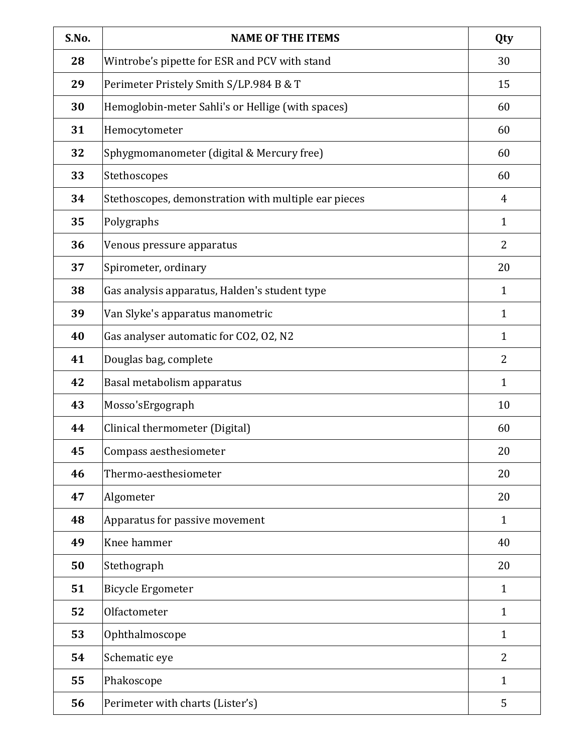| S.No. | NAME OF THE ITEMS | Qty |
|---|---|---|
| 28 | Wintrobe's pipette for ESR and PCV with stand | 30 |
| 29 | Perimeter Pristely Smith S/LP.984 B & T | 15 |
| 30 | Hemoglobin-meter Sahli's or Hellige (with spaces) | 60 |
| 31 | Hemocytometer | 60 |
| 32 | Sphygmomanometer (digital & Mercury free) | 60 |
| 33 | Stethoscopes | 60 |
| 34 | Stethoscopes, demonstration with multiple ear pieces | 4 |
| 35 | Polygraphs | 1 |
| 36 | Venous pressure apparatus | 2 |
| 37 | Spirometer, ordinary | 20 |
| 38 | Gas analysis apparatus, Halden's student type | 1 |
| 39 | Van Slyke's apparatus manometric | 1 |
| 40 | Gas analyser automatic for CO2, O2, N2 | 1 |
| 41 | Douglas bag, complete | 2 |
| 42 | Basal metabolism apparatus | 1 |
| 43 | Mosso'sErgograph | 10 |
| 44 | Clinical thermometer (Digital) | 60 |
| 45 | Compass aesthesiometer | 20 |
| 46 | Thermo-aesthesiometer | 20 |
| 47 | Algometer | 20 |
| 48 | Apparatus for passive movement | 1 |
| 49 | Knee hammer | 40 |
| 50 | Stethograph | 20 |
| 51 | Bicycle Ergometer | 1 |
| 52 | Olfactometer | 1 |
| 53 | Ophthalmoscope | 1 |
| 54 | Schematic eye | 2 |
| 55 | Phakoscope | 1 |
| 56 | Perimeter with charts (Lister's) | 5 |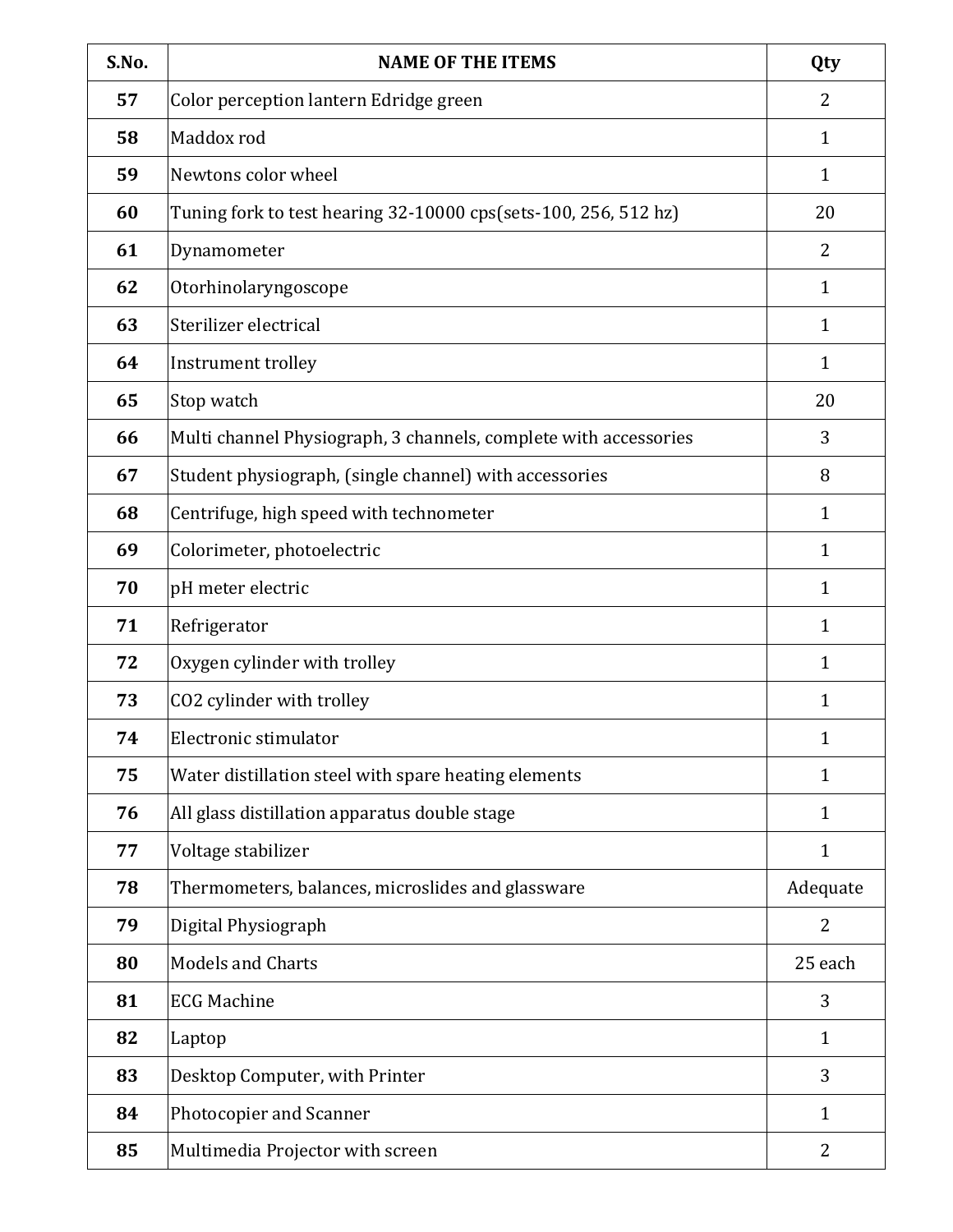| S.No. | NAME OF THE ITEMS | Qty |
|---|---|---|
| 57 | Color perception lantern Edridge green | 2 |
| 58 | Maddox rod | 1 |
| 59 | Newtons color wheel | 1 |
| 60 | Tuning fork to test hearing 32-10000 cps(sets-100, 256, 512 hz) | 20 |
| 61 | Dynamometer | 2 |
| 62 | Otorhinolaryngoscope | 1 |
| 63 | Sterilizer electrical | 1 |
| 64 | Instrument trolley | 1 |
| 65 | Stop watch | 20 |
| 66 | Multi channel Physiograph, 3 channels, complete with accessories | 3 |
| 67 | Student physiograph, (single channel) with accessories | 8 |
| 68 | Centrifuge, high speed with technometer | 1 |
| 69 | Colorimeter, photoelectric | 1 |
| 70 | pH meter electric | 1 |
| 71 | Refrigerator | 1 |
| 72 | Oxygen cylinder with trolley | 1 |
| 73 | $CO_2$ cylinder with trolley | 1 |
| 74 | Electronic stimulator | 1 |
| 75 | Water distillation steel with spare heating elements | 1 |
| 76 | All glass distillation apparatus double stage | 1 |
| 77 | Voltage stabilizer | 1 |
| 78 | Thermometers, balances, microslides and glassware | Adequate |
| 79 | Digital Physiograph | 2 |
| 80 | Models and Charts | 25 each |
| 81 | ECG Machine | 3 |
| 82 | Laptop | 1 |
| 83 | Desktop Computer, with Printer | 3 |
| 84 | Photocopier and Scanner | 1 |
| 85 | Multimedia Projector with screen | 2 |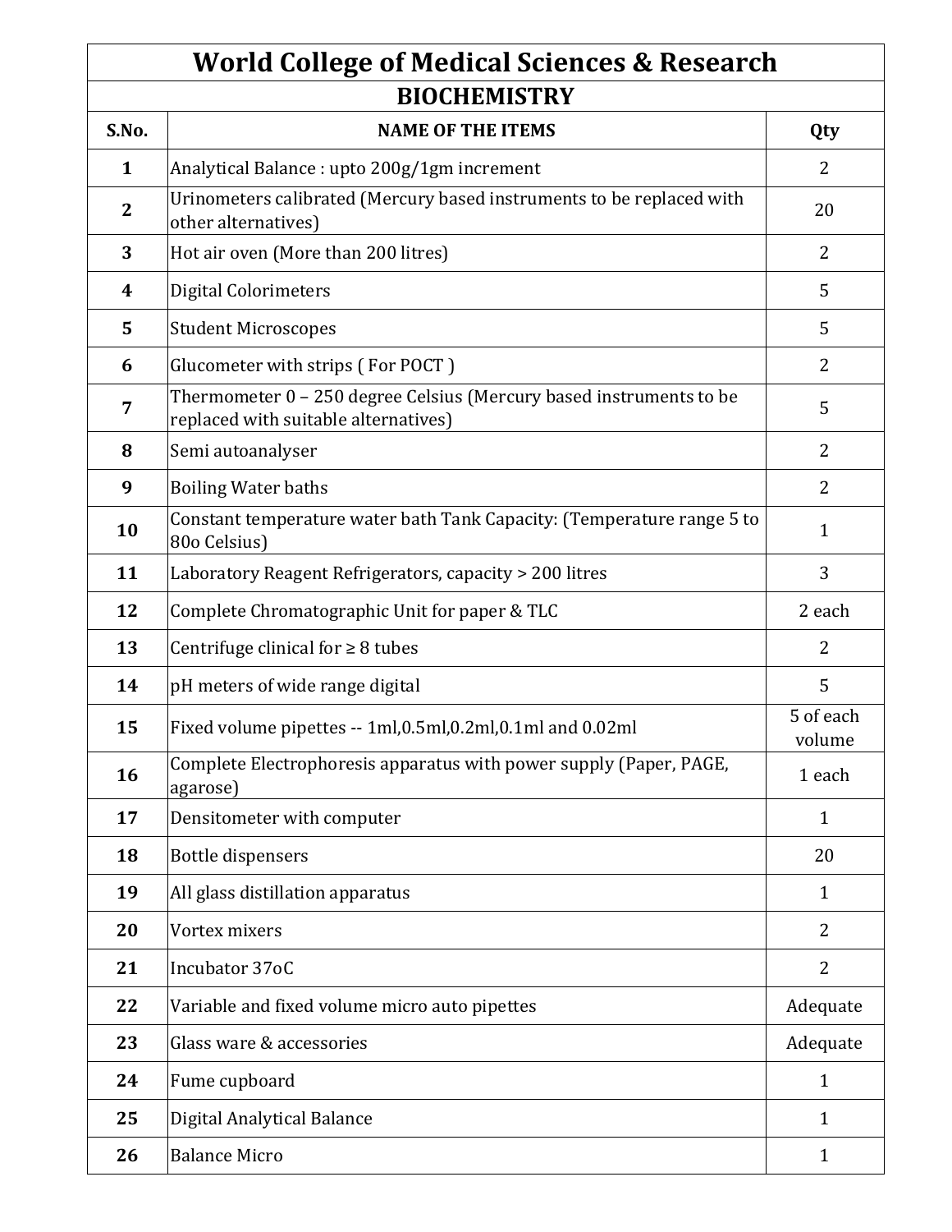# World College of Medical Sciences & Research

## BIOCHEMISTRY

| S.No. | NAME OF THE ITEMS | Qty |
|---|---|---|
| 1 | Analytical Balance : upto 200g/1gm increment | 2 |
| 2 | Urinometers calibrated (Mercury based instruments to be replaced with other alternatives) | 20 |
| 3 | Hot air oven (More than 200 litres) | 2 |
| 4 | Digital Colorimeters | 5 |
| 5 | Student Microscopes | 5 |
| 6 | Glucometer with strips ( For POCT ) | 2 |
| 7 | Thermometer 0 – 250 degree Celsius (Mercury based instruments to be replaced with suitable alternatives) | 5 |
| 8 | Semi autoanalyser | 2 |
| 9 | Boiling Water baths | 2 |
| 10 | Constant temperature water bath Tank Capacity: (Temperature range 5 to 80o Celsius) | 1 |
| 11 | Laboratory Reagent Refrigerators, capacity > 200 litres | 3 |
| 12 | Complete Chromatographic Unit for paper & TLC | 2 each |
| 13 | Centrifuge clinical for ≥ 8 tubes | 2 |
| 14 | pH meters of wide range digital | 5 |
| 15 | Fixed volume pipettes -- 1ml,0.5ml,0.2ml,0.1ml and 0.02ml | 5 of each volume |
| 16 | Complete Electrophoresis apparatus with power supply (Paper, PAGE, agarose) | 1 each |
| 17 | Densitometer with computer | 1 |
| 18 | Bottle dispensers | 20 |
| 19 | All glass distillation apparatus | 1 |
| 20 | Vortex mixers | 2 |
| 21 | Incubator 37oC | 2 |
| 22 | Variable and fixed volume micro auto pipettes | Adequate |
| 23 | Glass ware & accessories | Adequate |
| 24 | Fume cupboard | 1 |
| 25 | Digital Analytical Balance | 1 |
| 26 | Balance Micro | 1 |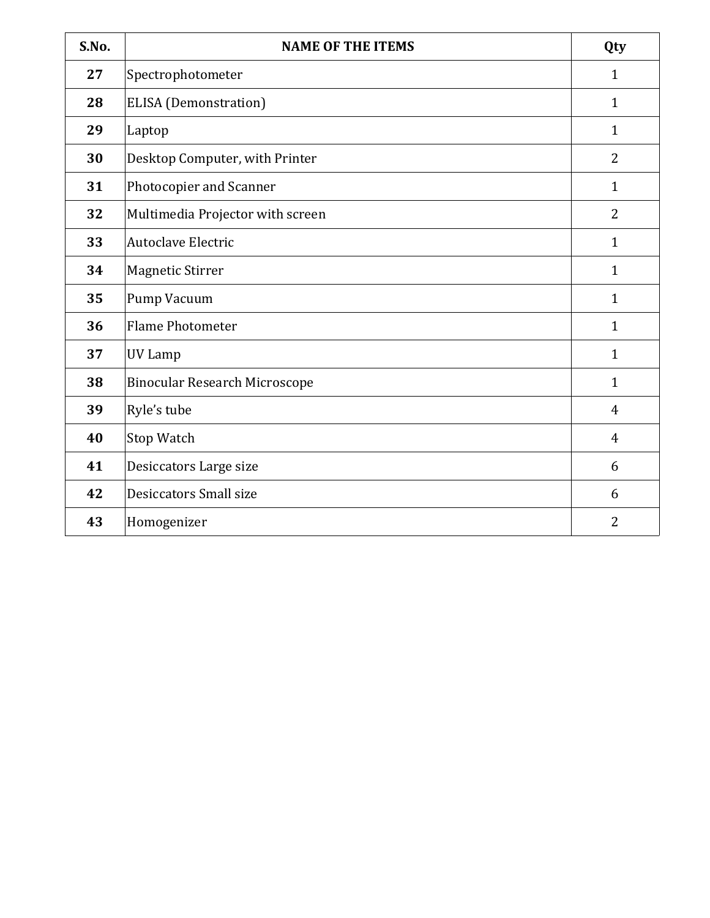| S.No. | NAME OF THE ITEMS | Qty |
|---|---|---|
| 27 | Spectrophotometer | 1 |
| 28 | ELISA (Demonstration) | 1 |
| 29 | Laptop | 1 |
| 30 | Desktop Computer, with Printer | 2 |
| 31 | Photocopier and Scanner | 1 |
| 32 | Multimedia Projector with screen | 2 |
| 33 | Autoclave Electric | 1 |
| 34 | Magnetic Stirrer | 1 |
| 35 | Pump Vacuum | 1 |
| 36 | Flame Photometer | 1 |
| 37 | UV Lamp | 1 |
| 38 | Binocular Research Microscope | 1 |
| 39 | Ryle's tube | 4 |
| 40 | Stop Watch | 4 |
| 41 | Desiccators Large size | 6 |
| 42 | Desiccators Small size | 6 |
| 43 | Homogenizer | 2 |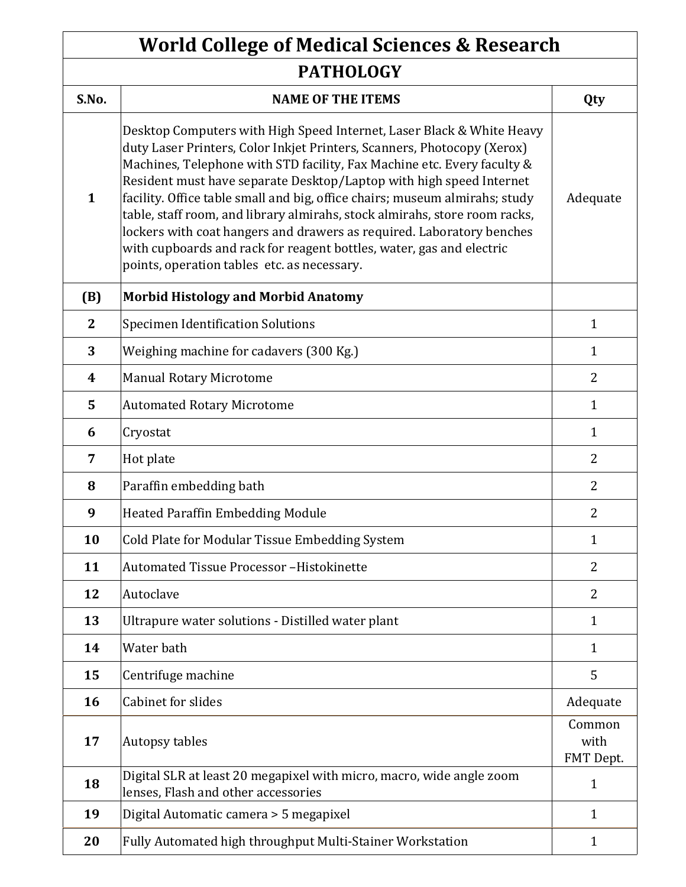# World College of Medical Sciences & Research

## PATHOLOGY

| S.No. | NAME OF THE ITEMS | Qty |
|---|---|---|
| 1 | Desktop Computers with High Speed Internet, Laser Black & White Heavy duty Laser Printers, Color Inkjet Printers, Scanners, Photocopy (Xerox) Machines, Telephone with STD facility, Fax Machine etc. Every faculty & Resident must have separate Desktop/Laptop with high speed Internet facility. Office table small and big, office chairs; museum almirahs; study table, staff room, and library almirahs, stock almirahs, store room racks, lockers with coat hangers and drawers as required. Laboratory benches with cupboards and rack for reagent bottles, water, gas and electric points, operation tables etc. as necessary. | Adequate |
| **(B)** | **Morbid Histology and Morbid Anatomy** | |
| 2 | Specimen Identification Solutions | 1 |
| 3 | Weighing machine for cadavers (300 Kg.) | 1 |
| 4 | Manual Rotary Microtome | 2 |
| 5 | Automated Rotary Microtome | 1 |
| 6 | Cryostat | 1 |
| 7 | Hot plate | 2 |
| 8 | Paraffin embedding bath | 2 |
| 9 | Heated Paraffin Embedding Module | 2 |
| 10 | Cold Plate for Modular Tissue Embedding System | 1 |
| 11 | Automated Tissue Processor –Histokinette | 2 |
| 12 | Autoclave | 2 |
| 13 | Ultrapure water solutions - Distilled water plant | 1 |
| 14 | Water bath | 1 |
| 15 | Centrifuge machine | 5 |
| 16 | Cabinet for slides | Adequate |
| 17 | Autopsy tables | Common with FMT Dept. |
| 18 | Digital SLR at least 20 megapixel with micro, macro, wide angle zoom lenses, Flash and other accessories | 1 |
| 19 | Digital Automatic camera > 5 megapixel | 1 |
| 20 | Fully Automated high throughput Multi-Stainer Workstation | 1 |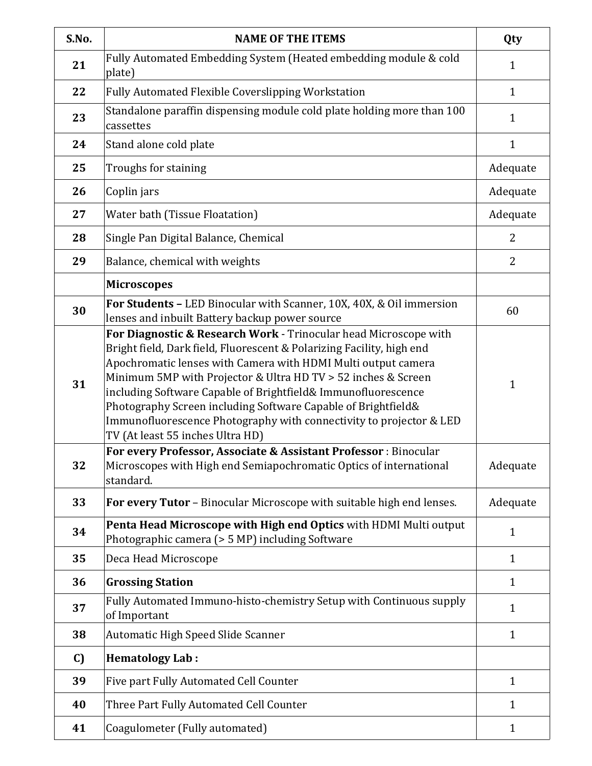| S.No. | NAME OF THE ITEMS | Qty |
|---|---|---|
| **21** | Fully Automated Embedding System (Heated embedding module & cold plate) | 1 |
| **22** | Fully Automated Flexible Coverslipping Workstation | 1 |
| **23** | Standalone paraffin dispensing module cold plate holding more than 100 cassettes | 1 |
| **24** | Stand alone cold plate | 1 |
| **25** | Troughs for staining | Adequate |
| **26** | Coplin jars | Adequate |
| **27** | Water bath (Tissue Floatation) | Adequate |
| **28** | Single Pan Digital Balance, Chemical | 2 |
| **29** | Balance, chemical with weights | 2 |
| | **Microscopes** | |
| **30** | **For Students –** LED Binocular with Scanner, 10X, 40X, & Oil immersion lenses and inbuilt Battery backup power source | 60 |
| **31** | **For Diagnostic & Research Work** - Trinocular head Microscope with Bright field, Dark field, Fluorescent & Polarizing Facility, high end Apochromatic lenses with Camera with HDMI Multi output camera Minimum 5MP with Projector & Ultra HD TV > 52 inches & Screen including Software Capable of Brightfield& Immunofluorescence Photography Screen including Software Capable of Brightfield& Immunofluorescence Photography with connectivity to projector & LED TV (At least 55 inches Ultra HD) | 1 |
| **32** | **For every Professor, Associate & Assistant Professor** : Binocular Microscopes with High end Semiapochromatic Optics of international standard. | Adequate |
| **33** | **For every Tutor** – Binocular Microscope with suitable high end lenses. | Adequate |
| **34** | **Penta Head Microscope with High end Optics** with HDMI Multi output Photographic camera (> 5 MP) including Software | 1 |
| **35** | Deca Head Microscope | 1 |
| **36** | **Grossing Station** | 1 |
| **37** | Fully Automated Immuno-histo-chemistry Setup with Continuous supply of Important | 1 |
| **38** | Automatic High Speed Slide Scanner | 1 |
| **C)** | **Hematology Lab :** | |
| **39** | Five part Fully Automated Cell Counter | 1 |
| **40** | Three Part Fully Automated Cell Counter | 1 |
| **41** | Coagulometer (Fully automated) | 1 |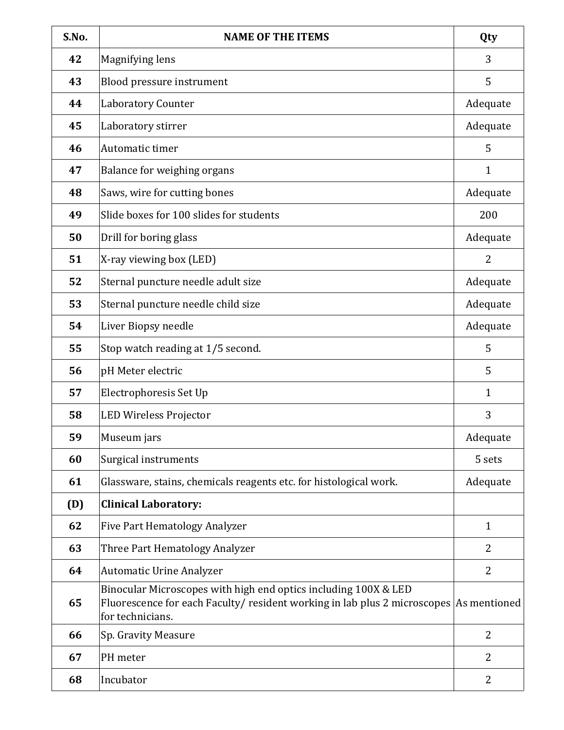| S.No. | NAME OF THE ITEMS | Qty |
|---|---|---|
| **42** | Magnifying lens | 3 |
| **43** | Blood pressure instrument | 5 |
| **44** | Laboratory Counter | Adequate |
| **45** | Laboratory stirrer | Adequate |
| **46** | Automatic timer | 5 |
| **47** | Balance for weighing organs | 1 |
| **48** | Saws, wire for cutting bones | Adequate |
| **49** | Slide boxes for 100 slides for students | 200 |
| **50** | Drill for boring glass | Adequate |
| **51** | X-ray viewing box (LED) | 2 |
| **52** | Sternal puncture needle adult size | Adequate |
| **53** | Sternal puncture needle child size | Adequate |
| **54** | Liver Biopsy needle | Adequate |
| **55** | Stop watch reading at 1/5 second. | 5 |
| **56** | pH Meter electric | 5 |
| **57** | Electrophoresis Set Up | 1 |
| **58** | LED Wireless Projector | 3 |
| **59** | Museum jars | Adequate |
| **60** | Surgical instruments | 5 sets |
| **61** | Glassware, stains, chemicals reagents etc. for histological work. | Adequate |
| **(D)** | **Clinical Laboratory:** | |
| **62** | Five Part Hematology Analyzer | 1 |
| **63** | Three Part Hematology Analyzer | 2 |
| **64** | Automatic Urine Analyzer | 2 |
| **65** | Binocular Microscopes with high end optics including 100X & LED Fluorescence for each Faculty/ resident working in lab plus 2 microscopes for technicians. | As mentioned |
| **66** | Sp. Gravity Measure | 2 |
| **67** | PH meter | 2 |
| **68** | Incubator | 2 |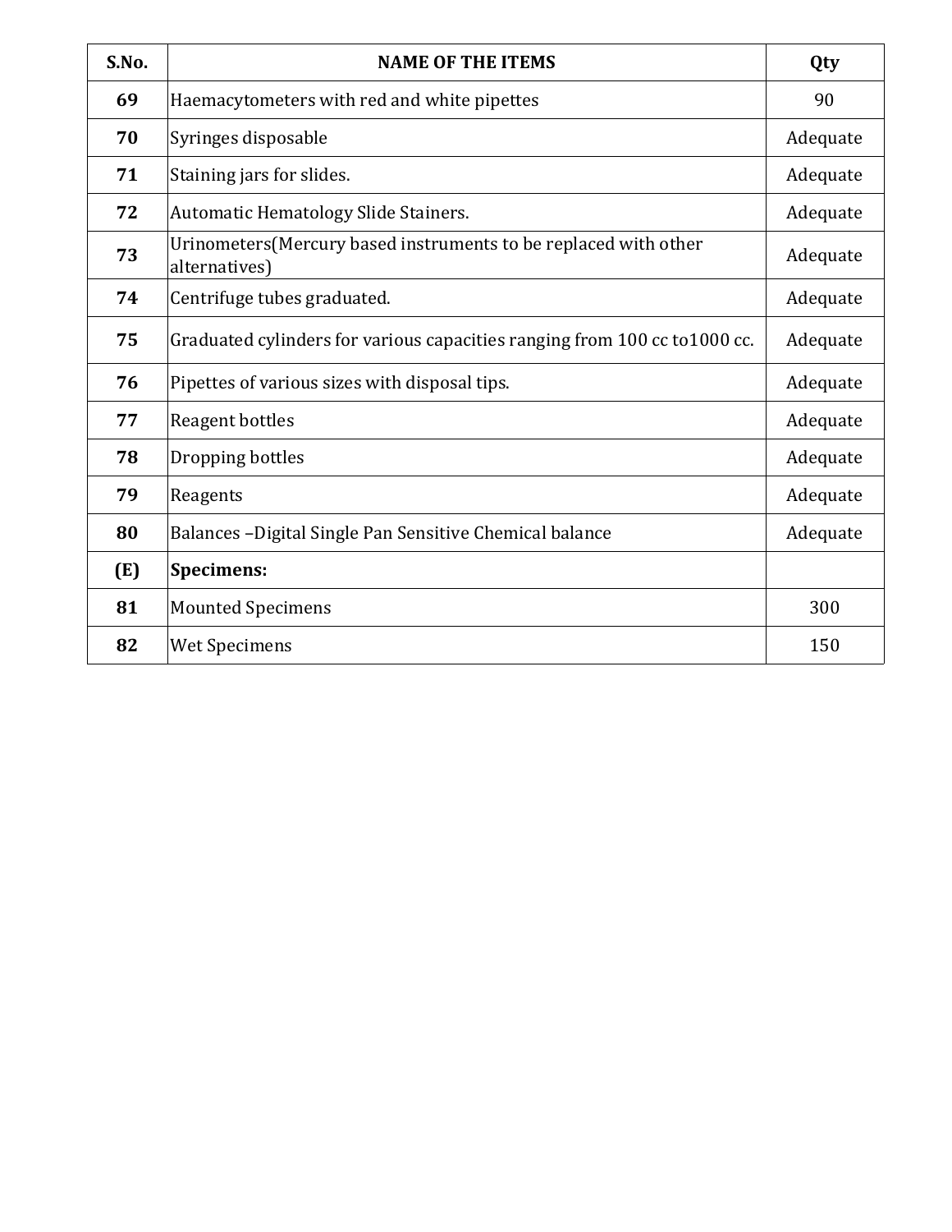| S.No. | NAME OF THE ITEMS | Qty |
|---|---|---|
| **69** | Haemacytometers with red and white pipettes | 90 |
| **70** | Syringes disposable | Adequate |
| **71** | Staining jars for slides. | Adequate |
| **72** | Automatic Hematology Slide Stainers. | Adequate |
| **73** | Urinometers(Mercury based instruments to be replaced with other alternatives) | Adequate |
| **74** | Centrifuge tubes graduated. | Adequate |
| **75** | Graduated cylinders for various capacities ranging from 100 cc to1000 cc. | Adequate |
| **76** | Pipettes of various sizes with disposal tips. | Adequate |
| **77** | Reagent bottles | Adequate |
| **78** | Dropping bottles | Adequate |
| **79** | Reagents | Adequate |
| **80** | Balances –Digital Single Pan Sensitive Chemical balance | Adequate |
| **(E)** | **Specimens:** | |
| **81** | Mounted Specimens | 300 |
| **82** | Wet Specimens | 150 |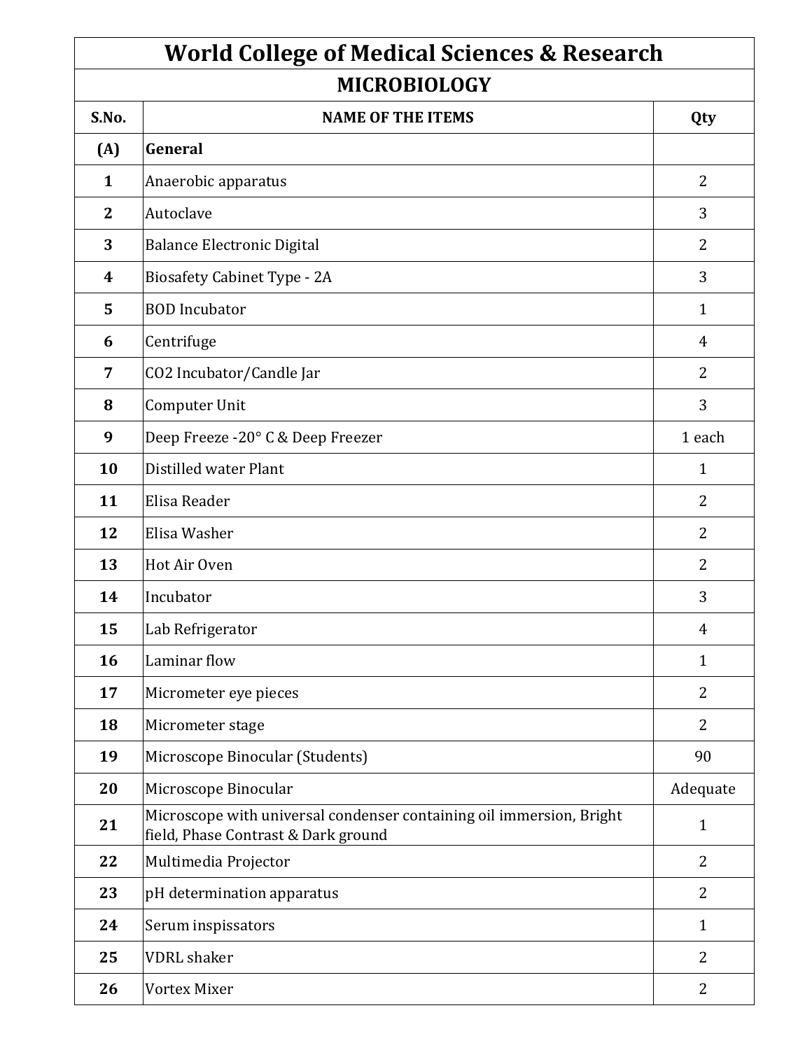# World College of Medical Sciences & Research

## MICROBIOLOGY

| S.No. | NAME OF THE ITEMS | Qty |
|---|---|---|
| **(A)** | **General** | |
| **1** | Anaerobic apparatus | 2 |
| **2** | Autoclave | 3 |
| **3** | Balance Electronic Digital | 2 |
| **4** | Biosafety Cabinet Type - 2A | 3 |
| **5** | BOD Incubator | 1 |
| **6** | Centrifuge | 4 |
| **7** | CO2 Incubator/Candle Jar | 2 |
| **8** | Computer Unit | 3 |
| **9** | Deep Freeze -20° C & Deep Freezer | 1 each |
| **10** | Distilled water Plant | 1 |
| **11** | Elisa Reader | 2 |
| **12** | Elisa Washer | 2 |
| **13** | Hot Air Oven | 2 |
| **14** | Incubator | 3 |
| **15** | Lab Refrigerator | 4 |
| **16** | Laminar flow | 1 |
| **17** | Micrometer eye pieces | 2 |
| **18** | Micrometer stage | 2 |
| **19** | Microscope Binocular (Students) | 90 |
| **20** | Microscope Binocular | Adequate |
| **21** | Microscope with universal condenser containing oil immersion, Bright field, Phase Contrast & Dark ground | 1 |
| **22** | Multimedia Projector | 2 |
| **23** | pH determination apparatus | 2 |
| **24** | Serum inspissators | 1 |
| **25** | VDRL shaker | 2 |
| **26** | Vortex Mixer | 2 |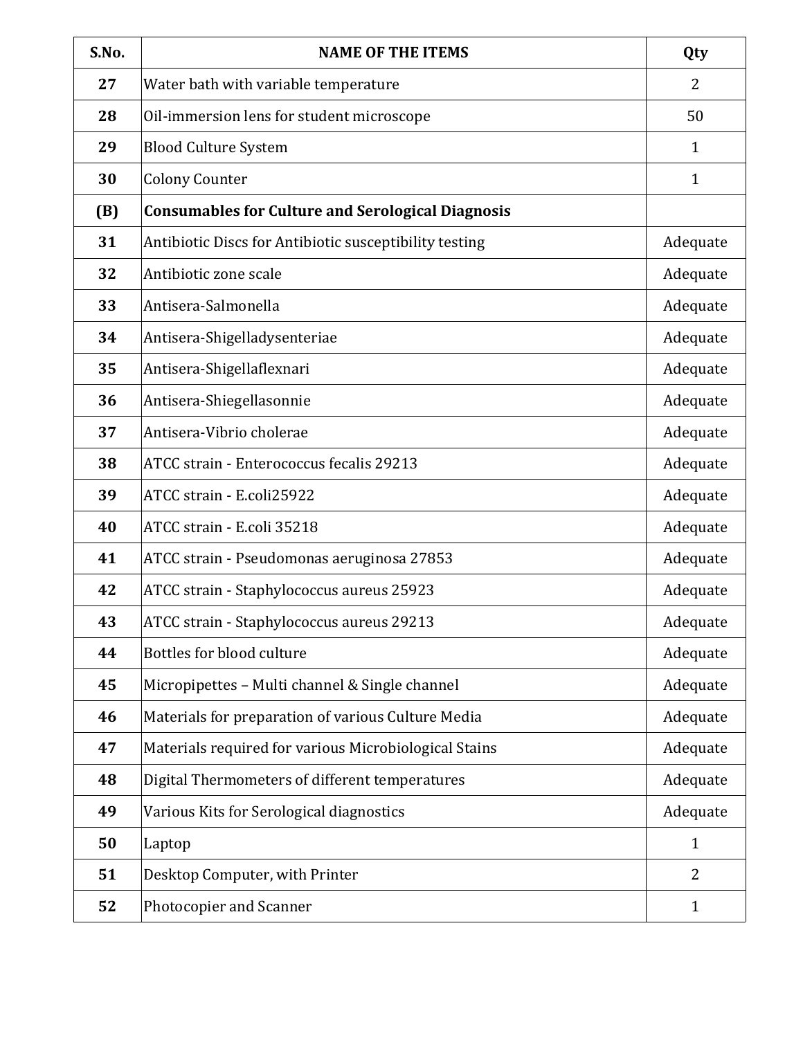| S.No. | NAME OF THE ITEMS | Qty |
| --- | --- | --- |
| 27 | Water bath with variable temperature | 2 |
| 28 | Oil-immersion lens for student microscope | 50 |
| 29 | Blood Culture System | 1 |
| 30 | Colony Counter | 1 |
| **(B)** | **Consumables for Culture and Serological Diagnosis** | |
| 31 | Antibiotic Discs for Antibiotic susceptibility testing | Adequate |
| 32 | Antibiotic zone scale | Adequate |
| 33 | Antisera-Salmonella | Adequate |
| 34 | Antisera-Shigelladysenteriae | Adequate |
| 35 | Antisera-Shigellaflexnari | Adequate |
| 36 | Antisera-Shiegellasonnie | Adequate |
| 37 | Antisera-Vibrio cholerae | Adequate |
| 38 | ATCC strain - Enterococcus fecalis 29213 | Adequate |
| 39 | ATCC strain - E.coli25922 | Adequate |
| 40 | ATCC strain - E.coli 35218 | Adequate |
| 41 | ATCC strain - Pseudomonas aeruginosa 27853 | Adequate |
| 42 | ATCC strain - Staphylococcus aureus 25923 | Adequate |
| 43 | ATCC strain - Staphylococcus aureus 29213 | Adequate |
| 44 | Bottles for blood culture | Adequate |
| 45 | Micropipettes – Multi channel & Single channel | Adequate |
| 46 | Materials for preparation of various Culture Media | Adequate |
| 47 | Materials required for various Microbiological Stains | Adequate |
| 48 | Digital Thermometers of different temperatures | Adequate |
| 49 | Various Kits for Serological diagnostics | Adequate |
| 50 | Laptop | 1 |
| 51 | Desktop Computer, with Printer | 2 |
| 52 | Photocopier and Scanner | 1 |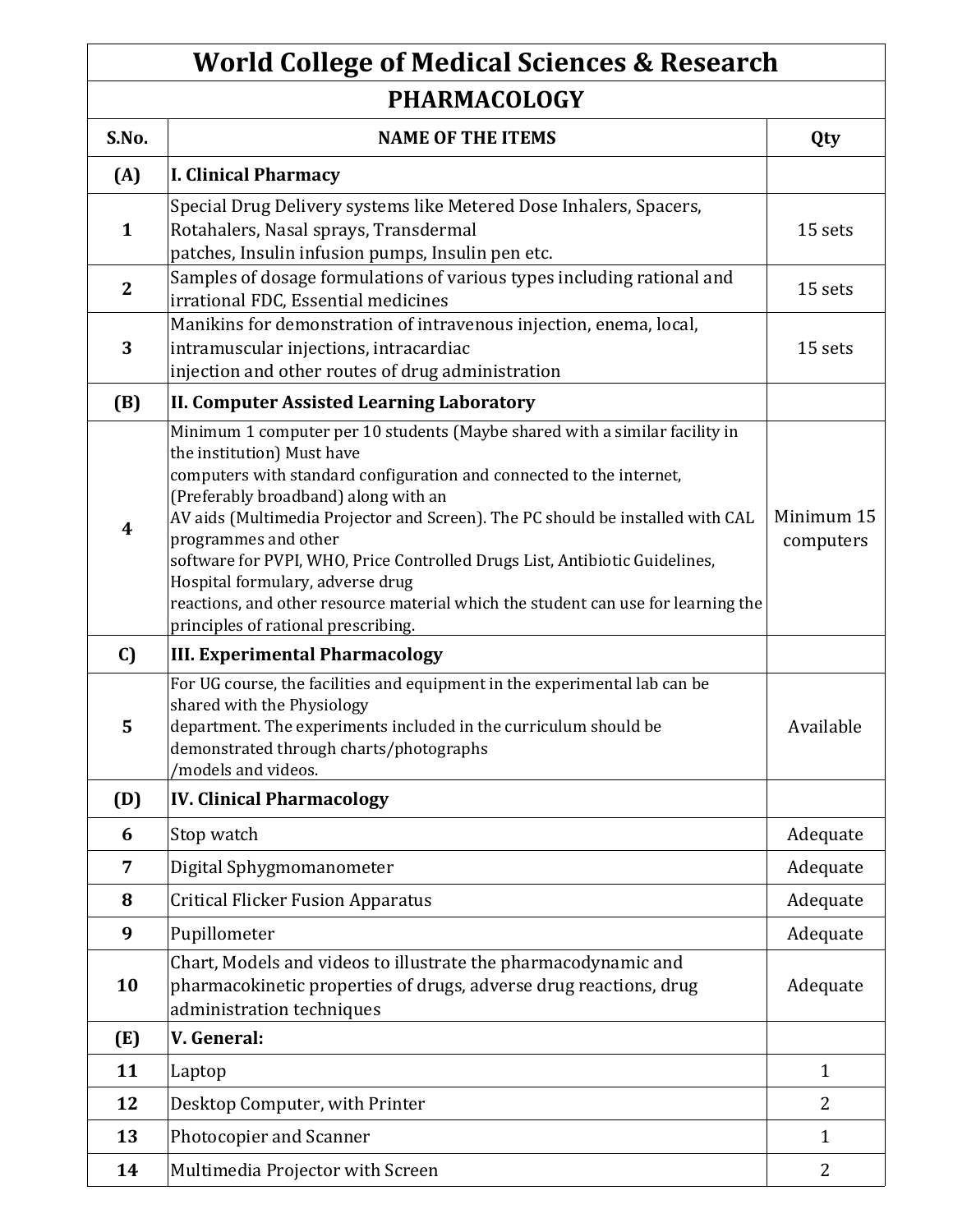# World College of Medical Sciences & Research

## PHARMACOLOGY

| S.No. | NAME OF THE ITEMS | Qty |
|---|---|---|
| **(A)** | **I. Clinical Pharmacy** | |
| 1 | Special Drug Delivery systems like Metered Dose Inhalers, Spacers, Rotahalers, Nasal sprays, Transdermal patches, Insulin infusion pumps, Insulin pen etc. | 15 sets |
| 2 | Samples of dosage formulations of various types including rational and irrational FDC, Essential medicines | 15 sets |
| 3 | Manikins for demonstration of intravenous injection, enema, local, intramuscular injections, intracardiac injection and other routes of drug administration | 15 sets |
| **(B)** | **II. Computer Assisted Learning Laboratory** | |
| 4 | Minimum 1 computer per 10 students (Maybe shared with a similar facility in the institution) Must have computers with standard configuration and connected to the internet, (Preferably broadband) along with an AV aids (Multimedia Projector and Screen). The PC should be installed with CAL programmes and other software for PVPI, WHO, Price Controlled Drugs List, Antibiotic Guidelines, Hospital formulary, adverse drug reactions, and other resource material which the student can use for learning the principles of rational prescribing. | Minimum 15 computers |
| **C)** | **III. Experimental Pharmacology** | |
| 5 | For UG course, the facilities and equipment in the experimental lab can be shared with the Physiology department. The experiments included in the curriculum should be demonstrated through charts/photographs /models and videos. | Available |
| **(D)** | **IV. Clinical Pharmacology** | |
| 6 | Stop watch | Adequate |
| 7 | Digital Sphygmomanometer | Adequate |
| 8 | Critical Flicker Fusion Apparatus | Adequate |
| 9 | Pupillometer | Adequate |
| 10 | Chart, Models and videos to illustrate the pharmacodynamic and pharmacokinetic properties of drugs, adverse drug reactions, drug administration techniques | Adequate |
| **(E)** | **V. General:** | |
| 11 | Laptop | 1 |
| 12 | Desktop Computer, with Printer | 2 |
| 13 | Photocopier and Scanner | 1 |
| 14 | Multimedia Projector with Screen | 2 |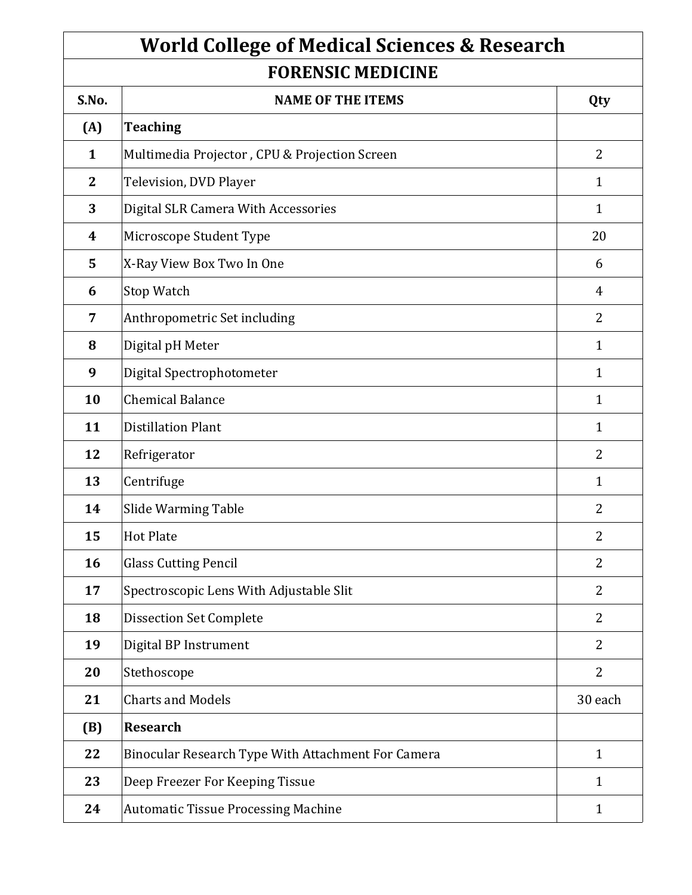# World College of Medical Sciences & Research

## FORENSIC MEDICINE

| S.No. | NAME OF THE ITEMS | Qty |
|---|---|---|
| **(A)** | **Teaching** | |
| **1** | Multimedia Projector , CPU & Projection Screen | 2 |
| **2** | Television, DVD Player | 1 |
| **3** | Digital SLR Camera With Accessories | 1 |
| **4** | Microscope Student Type | 20 |
| **5** | X-Ray View Box Two In One | 6 |
| **6** | Stop Watch | 4 |
| **7** | Anthropometric Set including | 2 |
| **8** | Digital pH Meter | 1 |
| **9** | Digital Spectrophotometer | 1 |
| **10** | Chemical Balance | 1 |
| **11** | Distillation Plant | 1 |
| **12** | Refrigerator | 2 |
| **13** | Centrifuge | 1 |
| **14** | Slide Warming Table | 2 |
| **15** | Hot Plate | 2 |
| **16** | Glass Cutting Pencil | 2 |
| **17** | Spectroscopic Lens With Adjustable Slit | 2 |
| **18** | Dissection Set Complete | 2 |
| **19** | Digital BP Instrument | 2 |
| **20** | Stethoscope | 2 |
| **21** | Charts and Models | 30 each |
| **(B)** | **Research** | |
| **22** | Binocular Research Type With Attachment For Camera | 1 |
| **23** | Deep Freezer For Keeping Tissue | 1 |
| **24** | Automatic Tissue Processing Machine | 1 |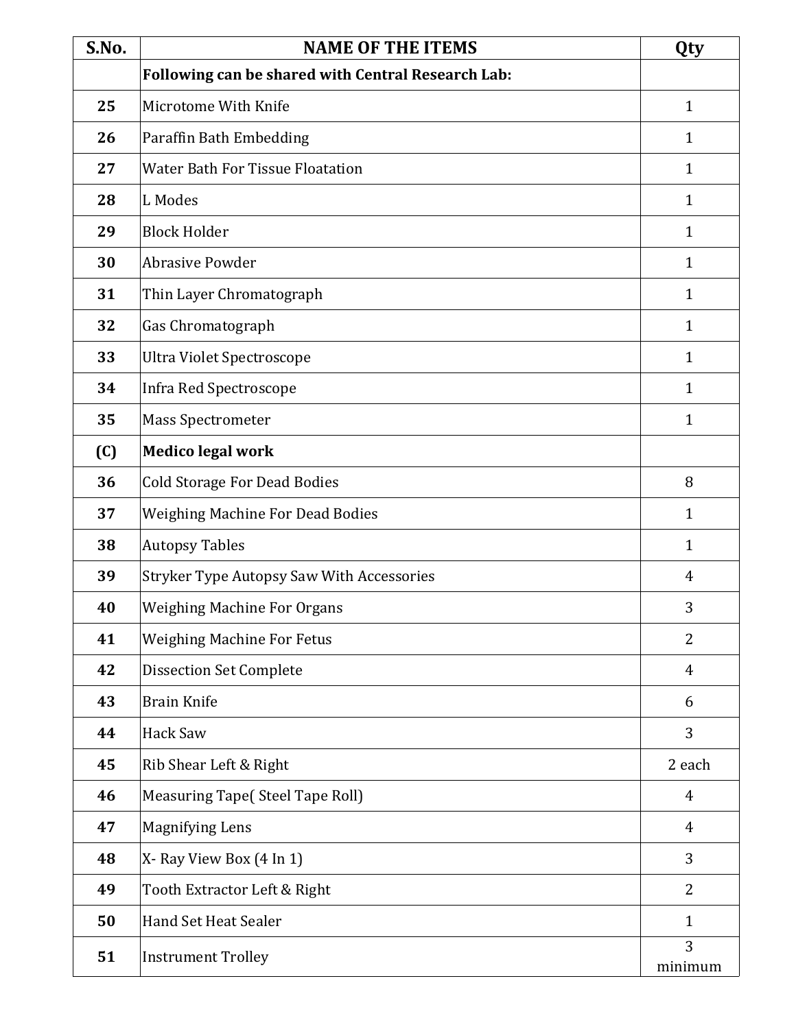| S.No. | NAME OF THE ITEMS | Qty |
|---|---|---|
| | **Following can be shared with Central Research Lab:** | |
| **25** | Microtome With Knife | 1 |
| **26** | Paraffin Bath Embedding | 1 |
| **27** | Water Bath For Tissue Floatation | 1 |
| **28** | L Modes | 1 |
| **29** | Block Holder | 1 |
| **30** | Abrasive Powder | 1 |
| **31** | Thin Layer Chromatograph | 1 |
| **32** | Gas Chromatograph | 1 |
| **33** | Ultra Violet Spectroscope | 1 |
| **34** | Infra Red Spectroscope | 1 |
| **35** | Mass Spectrometer | 1 |
| **(C)** | **Medico legal work** | |
| **36** | Cold Storage For Dead Bodies | 8 |
| **37** | Weighing Machine For Dead Bodies | 1 |
| **38** | Autopsy Tables | 1 |
| **39** | Stryker Type Autopsy Saw With Accessories | 4 |
| **40** | Weighing Machine For Organs | 3 |
| **41** | Weighing Machine For Fetus | 2 |
| **42** | Dissection Set Complete | 4 |
| **43** | Brain Knife | 6 |
| **44** | Hack Saw | 3 |
| **45** | Rib Shear Left & Right | 2 each |
| **46** | Measuring Tape( Steel Tape Roll) | 4 |
| **47** | Magnifying Lens | 4 |
| **48** | X- Ray View Box (4 In 1) | 3 |
| **49** | Tooth Extractor Left & Right | 2 |
| **50** | Hand Set Heat Sealer | 1 |
| **51** | Instrument Trolley | 3 minimum |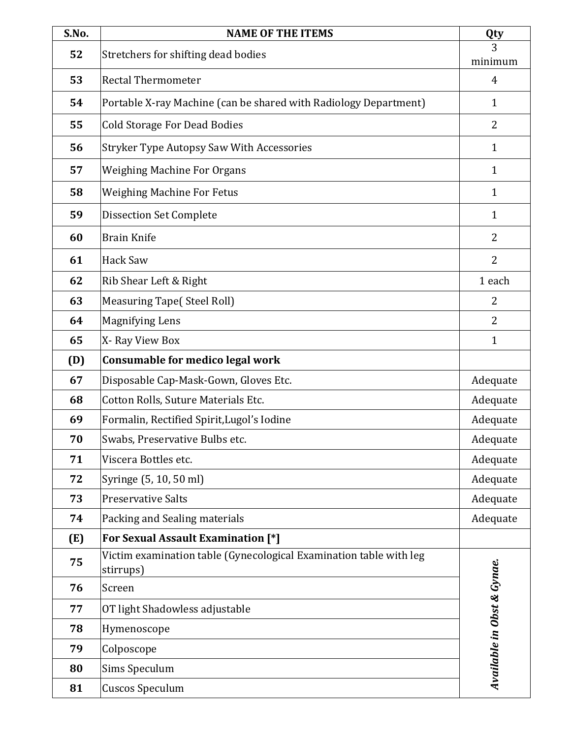| S.No. | NAME OF THE ITEMS | Qty |
|---|---|---|
| **52** | Stretchers for shifting dead bodies | 3 minimum |
| **53** | Rectal Thermometer | 4 |
| **54** | Portable X-ray Machine (can be shared with Radiology Department) | 1 |
| **55** | Cold Storage For Dead Bodies | 2 |
| **56** | Stryker Type Autopsy Saw With Accessories | 1 |
| **57** | Weighing Machine For Organs | 1 |
| **58** | Weighing Machine For Fetus | 1 |
| **59** | Dissection Set Complete | 1 |
| **60** | Brain Knife | 2 |
| **61** | Hack Saw | 2 |
| **62** | Rib Shear Left & Right | 1 each |
| **63** | Measuring Tape( Steel Roll) | 2 |
| **64** | Magnifying Lens | 2 |
| **65** | X- Ray View Box | 1 |
| **(D)** | **Consumable for medico legal work** | |
| **67** | Disposable Cap-Mask-Gown, Gloves Etc. | Adequate |
| **68** | Cotton Rolls, Suture Materials Etc. | Adequate |
| **69** | Formalin, Rectified Spirit,Lugol's Iodine | Adequate |
| **70** | Swabs, Preservative Bulbs etc. | Adequate |
| **71** | Viscera Bottles etc. | Adequate |
| **72** | Syringe (5, 10, 50 ml) | Adequate |
| **73** | Preservative Salts | Adequate |
| **74** | Packing and Sealing materials | Adequate |
| **(E)** | **For Sexual Assault Examination [*]** | |
| **75** | Victim examination table (Gynecological Examination table with leg stirrups) | ***Available in Obst & Gynae.*** |
| **76** | Screen | |
| **77** | OT light Shadowless adjustable | |
| **78** | Hymenoscope | |
| **79** | Colposcope | |
| **80** | Sims Speculum | |
| **81** | Cuscos Speculum | |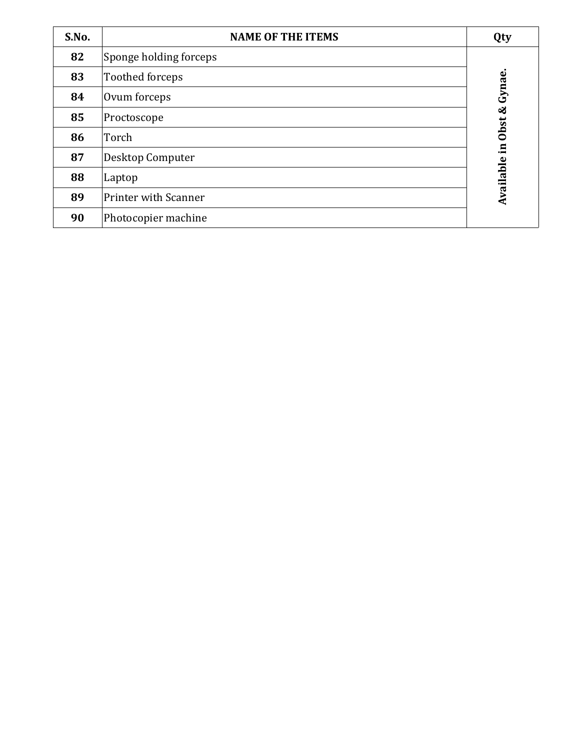| S.No. | NAME OF THE ITEMS | Qty |
|---|---|---|
| **82** | Sponge holding forceps | **Available in Obst & Gynae.** |
| **83** | Toothed forceps | |
| **84** | Ovum forceps | |
| **85** | Proctoscope | |
| **86** | Torch | |
| **87** | Desktop Computer | |
| **88** | Laptop | |
| **89** | Printer with Scanner | |
| **90** | Photocopier machine | |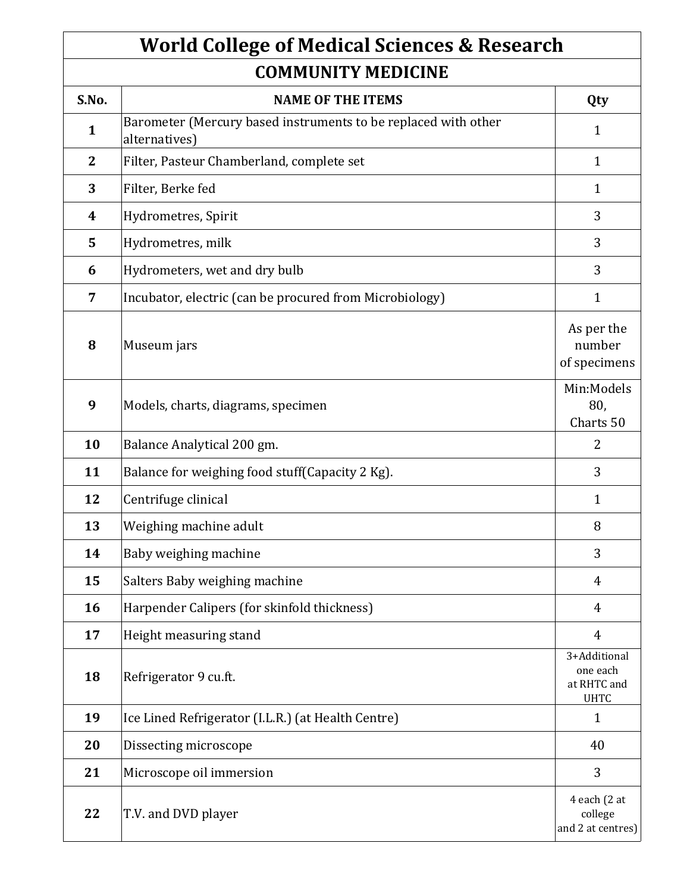# World College of Medical Sciences & Research

## COMMUNITY MEDICINE

| S.No. | NAME OF THE ITEMS | Qty |
|---|---|---|
| 1 | Barometer (Mercury based instruments to be replaced with other alternatives) | 1 |
| 2 | Filter, Pasteur Chamberland, complete set | 1 |
| 3 | Filter, Berke fed | 1 |
| 4 | Hydrometres, Spirit | 3 |
| 5 | Hydrometres, milk | 3 |
| 6 | Hydrometers, wet and dry bulb | 3 |
| 7 | Incubator, electric (can be procured from Microbiology) | 1 |
| 8 | Museum jars | As per the number of specimens |
| 9 | Models, charts, diagrams, specimen | Min:Models 80, Charts 50 |
| 10 | Balance Analytical 200 gm. | 2 |
| 11 | Balance for weighing food stuff(Capacity 2 Kg). | 3 |
| 12 | Centrifuge clinical | 1 |
| 13 | Weighing machine adult | 8 |
| 14 | Baby weighing machine | 3 |
| 15 | Salters Baby weighing machine | 4 |
| 16 | Harpender Calipers (for skinfold thickness) | 4 |
| 17 | Height measuring stand | 4 |
| 18 | Refrigerator 9 cu.ft. | 3+Additional one each at RHTC and UHTC |
| 19 | Ice Lined Refrigerator (I.L.R.) (at Health Centre) | 1 |
| 20 | Dissecting microscope | 40 |
| 21 | Microscope oil immersion | 3 |
| 22 | T.V. and DVD player | 4 each (2 at college and 2 at centres) |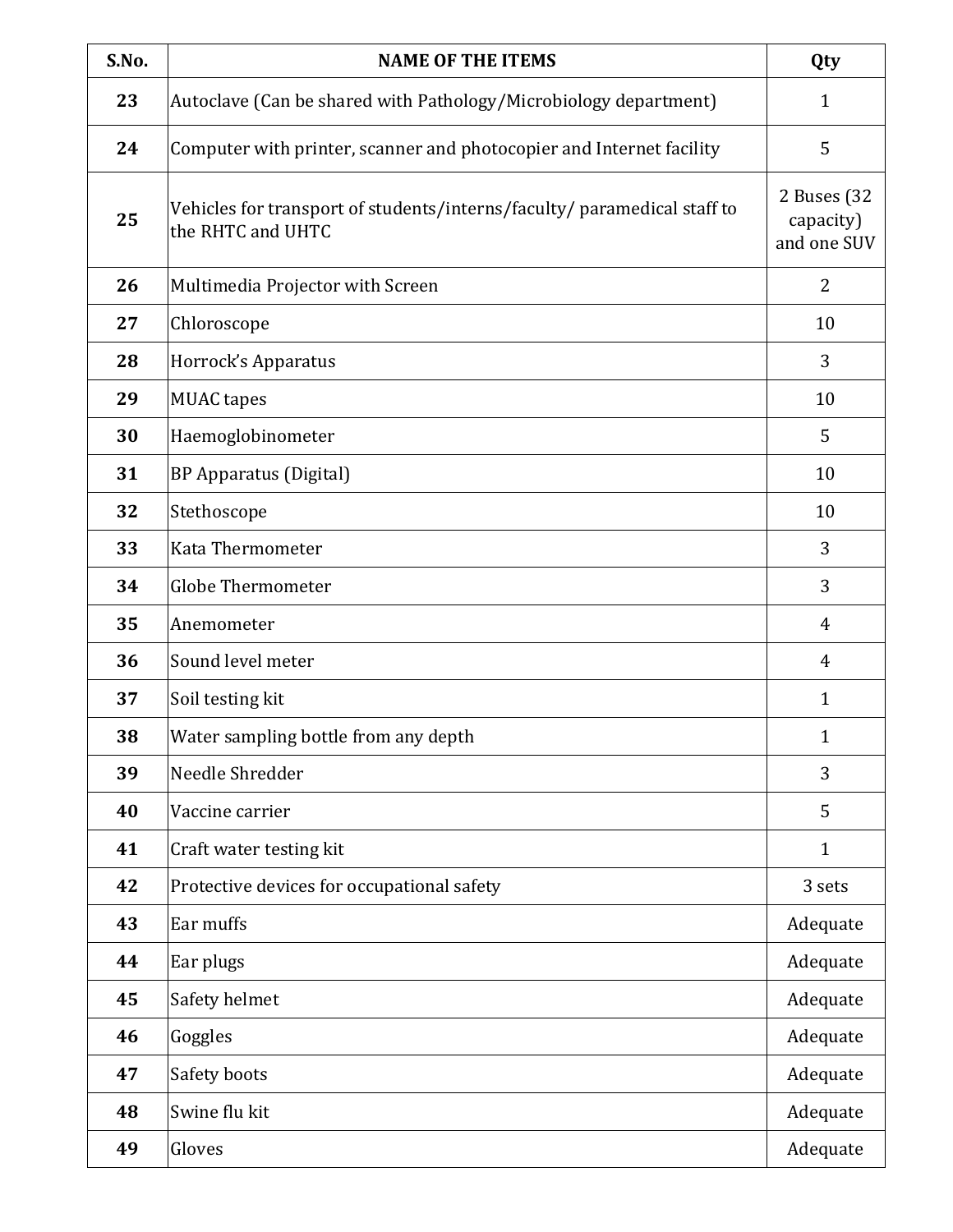| S.No. | NAME OF THE ITEMS | Qty |
|---|---|---|
| 23 | Autoclave (Can be shared with Pathology/Microbiology department) | 1 |
| 24 | Computer with printer, scanner and photocopier and Internet facility | 5 |
| 25 | Vehicles for transport of students/interns/faculty/ paramedical staff to the RHTC and UHTC | 2 Buses (32 capacity) and one SUV |
| 26 | Multimedia Projector with Screen | 2 |
| 27 | Chloroscope | 10 |
| 28 | Horrock's Apparatus | 3 |
| 29 | MUAC tapes | 10 |
| 30 | Haemoglobinometer | 5 |
| 31 | BP Apparatus (Digital) | 10 |
| 32 | Stethoscope | 10 |
| 33 | Kata Thermometer | 3 |
| 34 | Globe Thermometer | 3 |
| 35 | Anemometer | 4 |
| 36 | Sound level meter | 4 |
| 37 | Soil testing kit | 1 |
| 38 | Water sampling bottle from any depth | 1 |
| 39 | Needle Shredder | 3 |
| 40 | Vaccine carrier | 5 |
| 41 | Craft water testing kit | 1 |
| 42 | Protective devices for occupational safety | 3 sets |
| 43 | Ear muffs | Adequate |
| 44 | Ear plugs | Adequate |
| 45 | Safety helmet | Adequate |
| 46 | Goggles | Adequate |
| 47 | Safety boots | Adequate |
| 48 | Swine flu kit | Adequate |
| 49 | Gloves | Adequate |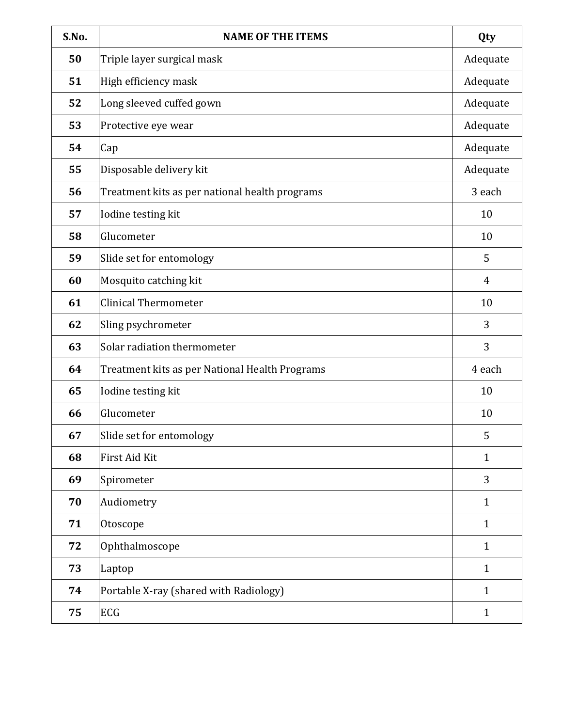| S.No. | NAME OF THE ITEMS | Qty |
|---|---|---|
| 50 | Triple layer surgical mask | Adequate |
| 51 | High efficiency mask | Adequate |
| 52 | Long sleeved cuffed gown | Adequate |
| 53 | Protective eye wear | Adequate |
| 54 | Cap | Adequate |
| 55 | Disposable delivery kit | Adequate |
| 56 | Treatment kits as per national health programs | 3 each |
| 57 | Iodine testing kit | 10 |
| 58 | Glucometer | 10 |
| 59 | Slide set for entomology | 5 |
| 60 | Mosquito catching kit | 4 |
| 61 | Clinical Thermometer | 10 |
| 62 | Sling psychrometer | 3 |
| 63 | Solar radiation thermometer | 3 |
| 64 | Treatment kits as per National Health Programs | 4 each |
| 65 | Iodine testing kit | 10 |
| 66 | Glucometer | 10 |
| 67 | Slide set for entomology | 5 |
| 68 | First Aid Kit | 1 |
| 69 | Spirometer | 3 |
| 70 | Audiometry | 1 |
| 71 | Otoscope | 1 |
| 72 | Ophthalmoscope | 1 |
| 73 | Laptop | 1 |
| 74 | Portable X-ray (shared with Radiology) | 1 |
| 75 | ECG | 1 |